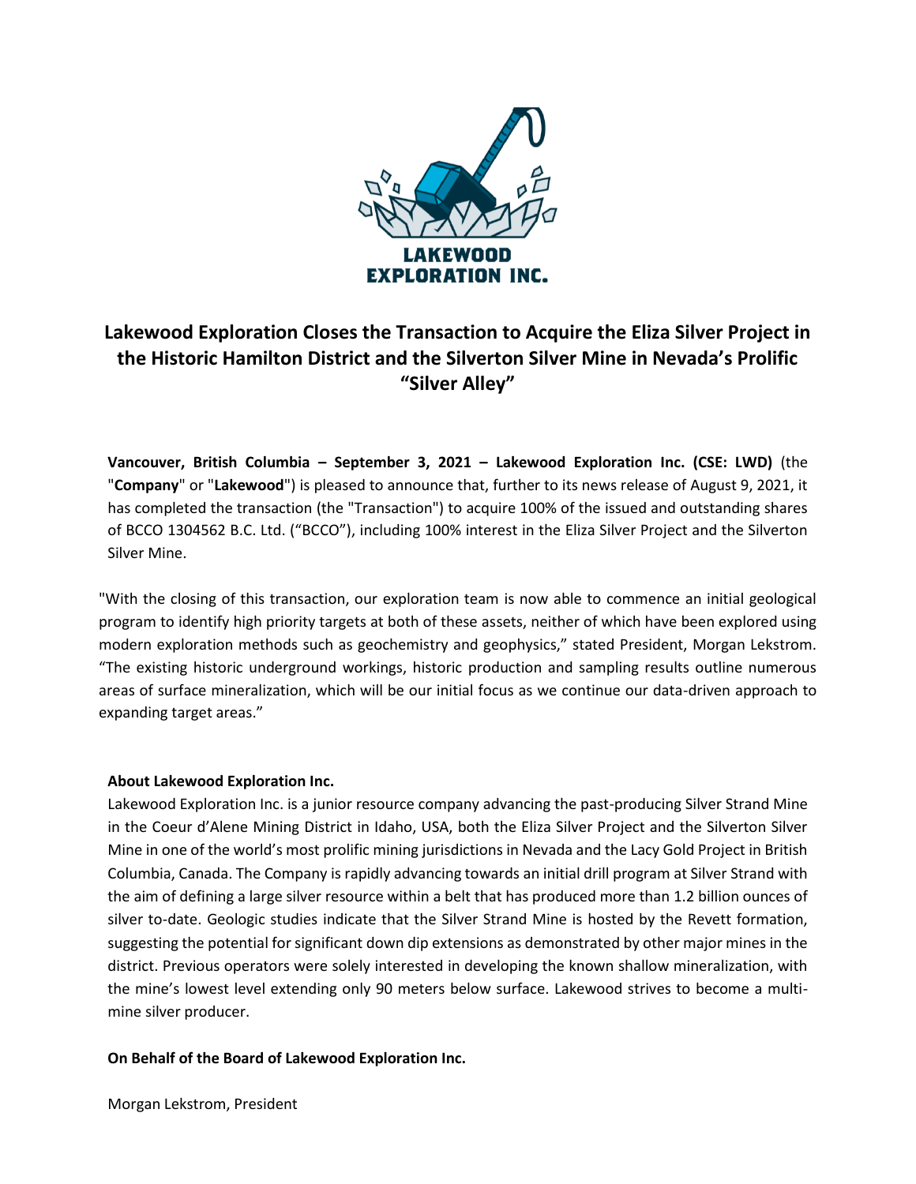LAKEWOOD EXPLORATION INC.

# Lakewood Exploration Closes the Transaction to Acquire the Eliza Silver Project in the Historic Hamilton District and the Silverton Silver Mine in Nevada's Prolific "Silver Alley"

**Vancouver, British Columbia – September 3, 2021 – Lakewood Exploration Inc. (CSE: LWD)** (the "**Company**" or "**Lakewood**") is pleased to announce that, further to its news release of August 9, 2021, it has completed the transaction (the "Transaction") to acquire 100% of the issued and outstanding shares of BCCO 1304562 B.C. Ltd. ("BCCO"), including 100% interest in the Eliza Silver Project and the Silverton Silver Mine.

"With the closing of this transaction, our exploration team is now able to commence an initial geological program to identify high priority targets at both of these assets, neither of which have been explored using modern exploration methods such as geochemistry and geophysics," stated President, Morgan Lekstrom. "The existing historic underground workings, historic production and sampling results outline numerous areas of surface mineralization, which will be our initial focus as we continue our data-driven approach to expanding target areas."

**About Lakewood Exploration Inc.**

Lakewood Exploration Inc. is a junior resource company advancing the past-producing Silver Strand Mine in the Coeur d'Alene Mining District in Idaho, USA, both the Eliza Silver Project and the Silverton Silver Mine in one of the world's most prolific mining jurisdictions in Nevada and the Lacy Gold Project in British Columbia, Canada. The Company is rapidly advancing towards an initial drill program at Silver Strand with the aim of defining a large silver resource within a belt that has produced more than 1.2 billion ounces of silver to-date. Geologic studies indicate that the Silver Strand Mine is hosted by the Revett formation, suggesting the potential for significant down dip extensions as demonstrated by other major mines in the district. Previous operators were solely interested in developing the known shallow mineralization, with the mine's lowest level extending only 90 meters below surface. Lakewood strives to become a multi-mine silver producer.

**On Behalf of the Board of Lakewood Exploration Inc.**

Morgan Lekstrom, President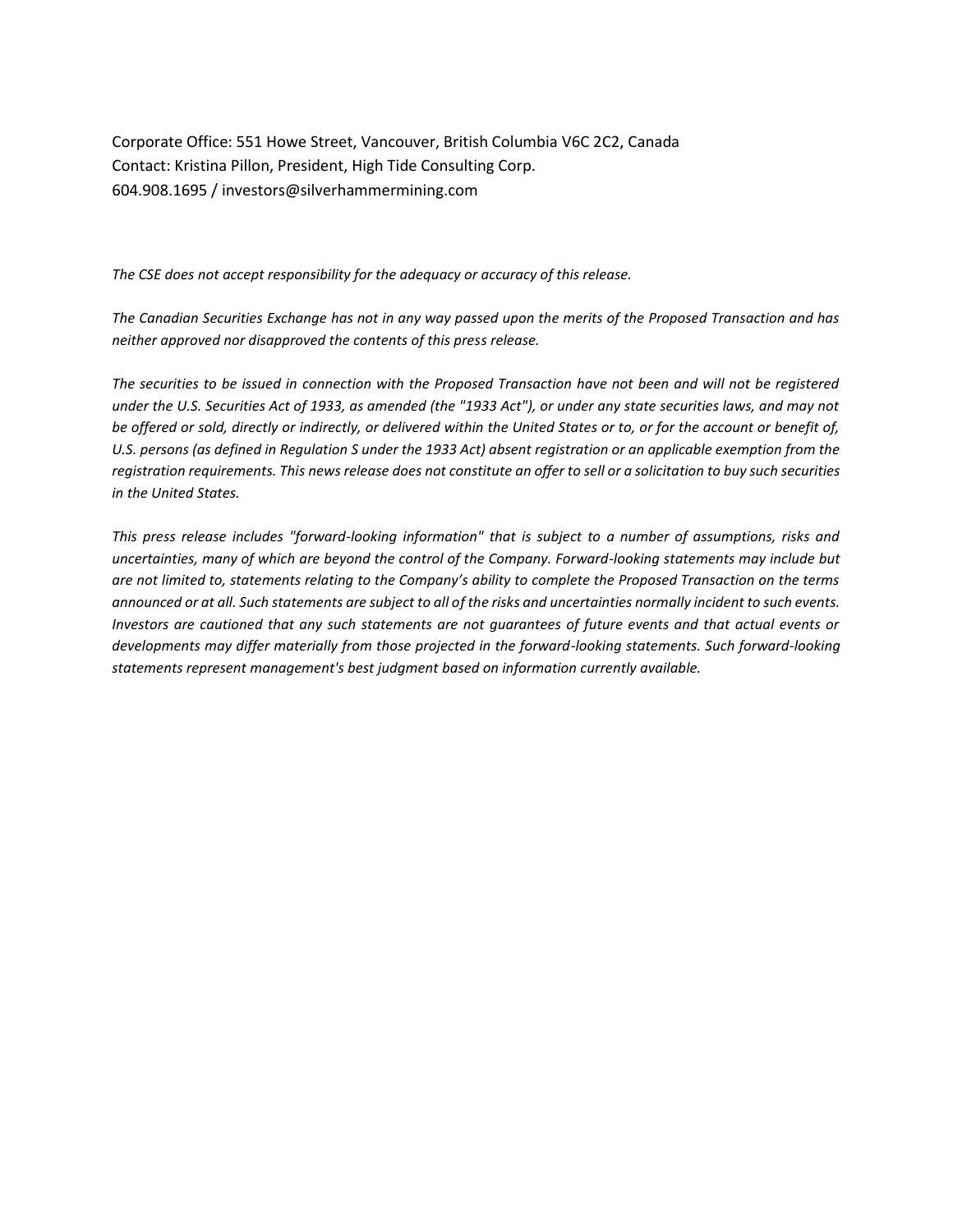Corporate Office: 551 Howe Street, Vancouver, British Columbia V6C 2C2, Canada
Contact: Kristina Pillon, President, High Tide Consulting Corp.
604.908.1695 / investors@silverhammermining.com

*The CSE does not accept responsibility for the adequacy or accuracy of this release.*

*The Canadian Securities Exchange has not in any way passed upon the merits of the Proposed Transaction and has neither approved nor disapproved the contents of this press release.*

*The securities to be issued in connection with the Proposed Transaction have not been and will not be registered under the U.S. Securities Act of 1933, as amended (the "1933 Act"), or under any state securities laws, and may not be offered or sold, directly or indirectly, or delivered within the United States or to, or for the account or benefit of, U.S. persons (as defined in Regulation S under the 1933 Act) absent registration or an applicable exemption from the registration requirements. This news release does not constitute an offer to sell or a solicitation to buy such securities in the United States.*

*This press release includes "forward-looking information" that is subject to a number of assumptions, risks and uncertainties, many of which are beyond the control of the Company. Forward-looking statements may include but are not limited to, statements relating to the Company's ability to complete the Proposed Transaction on the terms announced or at all. Such statements are subject to all of the risks and uncertainties normally incident to such events. Investors are cautioned that any such statements are not guarantees of future events and that actual events or developments may differ materially from those projected in the forward-looking statements. Such forward-looking statements represent management's best judgment based on information currently available.*